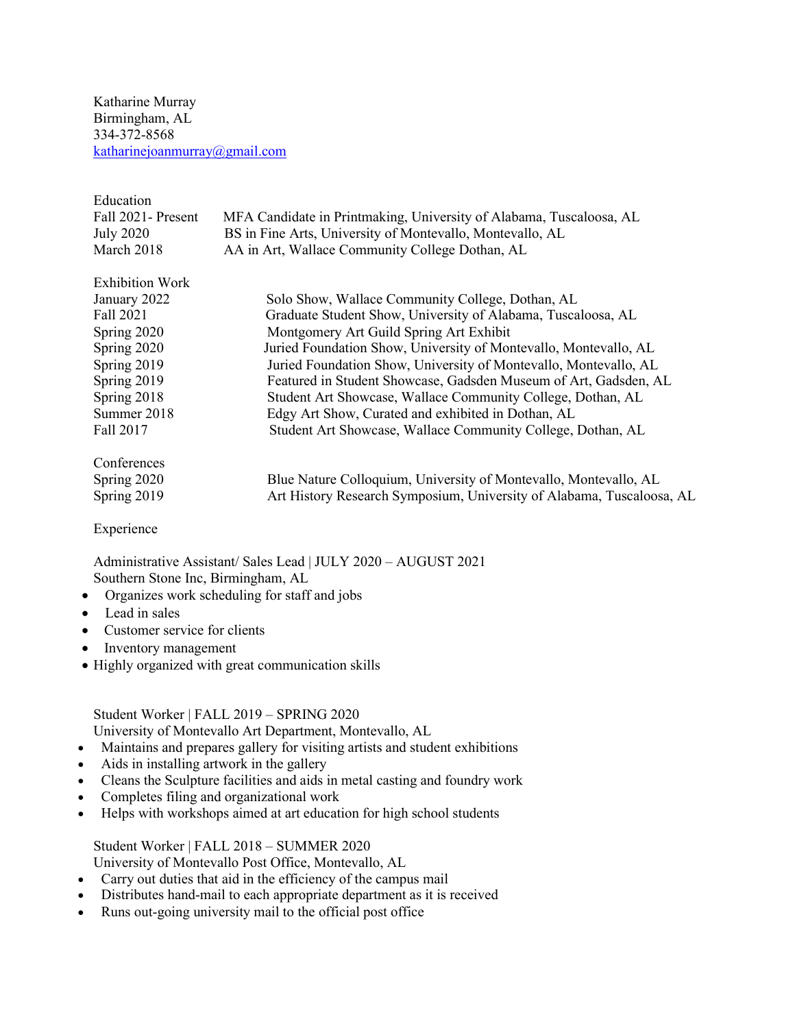Katharine Murray
Birmingham, AL
334-372-8568
katharinejoanmurray@gmail.com

## Education

| | |
|---|---|
| Fall 2021- Present | MFA Candidate in Printmaking, University of Alabama, Tuscaloosa, AL |
| July 2020 | BS in Fine Arts, University of Montevallo, Montevallo, AL |
| March 2018 | AA in Art, Wallace Community College Dothan, AL |

## Exhibition Work

| | |
|---|---|
| January 2022 | Solo Show, Wallace Community College, Dothan, AL |
| Fall 2021 | Graduate Student Show, University of Alabama, Tuscaloosa, AL |
| Spring 2020 | Montgomery Art Guild Spring Art Exhibit |
| Spring 2020 | Juried Foundation Show, University of Montevallo, Montevallo, AL |
| Spring 2019 | Juried Foundation Show, University of Montevallo, Montevallo, AL |
| Spring 2019 | Featured in Student Showcase, Gadsden Museum of Art, Gadsden, AL |
| Spring 2018 | Student Art Showcase, Wallace Community College, Dothan, AL |
| Summer 2018 | Edgy Art Show, Curated and exhibited in Dothan, AL |
| Fall 2017 | Student Art Showcase, Wallace Community College, Dothan, AL |

## Conferences

| | |
|---|---|
| Spring 2020 | Blue Nature Colloquium, University of Montevallo, Montevallo, AL |
| Spring 2019 | Art History Research Symposium, University of Alabama, Tuscaloosa, AL |

## Experience

Administrative Assistant/ Sales Lead | JULY 2020 – AUGUST 2021
Southern Stone Inc, Birmingham, AL

- Organizes work scheduling for staff and jobs
- Lead in sales
- Customer service for clients
- Inventory management
- Highly organized with great communication skills

Student Worker | FALL 2019 – SPRING 2020
University of Montevallo Art Department, Montevallo, AL

- Maintains and prepares gallery for visiting artists and student exhibitions
- Aids in installing artwork in the gallery
- Cleans the Sculpture facilities and aids in metal casting and foundry work
- Completes filing and organizational work
- Helps with workshops aimed at art education for high school students

Student Worker | FALL 2018 – SUMMER 2020
University of Montevallo Post Office, Montevallo, AL

- Carry out duties that aid in the efficiency of the campus mail
- Distributes hand-mail to each appropriate department as it is received
- Runs out-going university mail to the official post office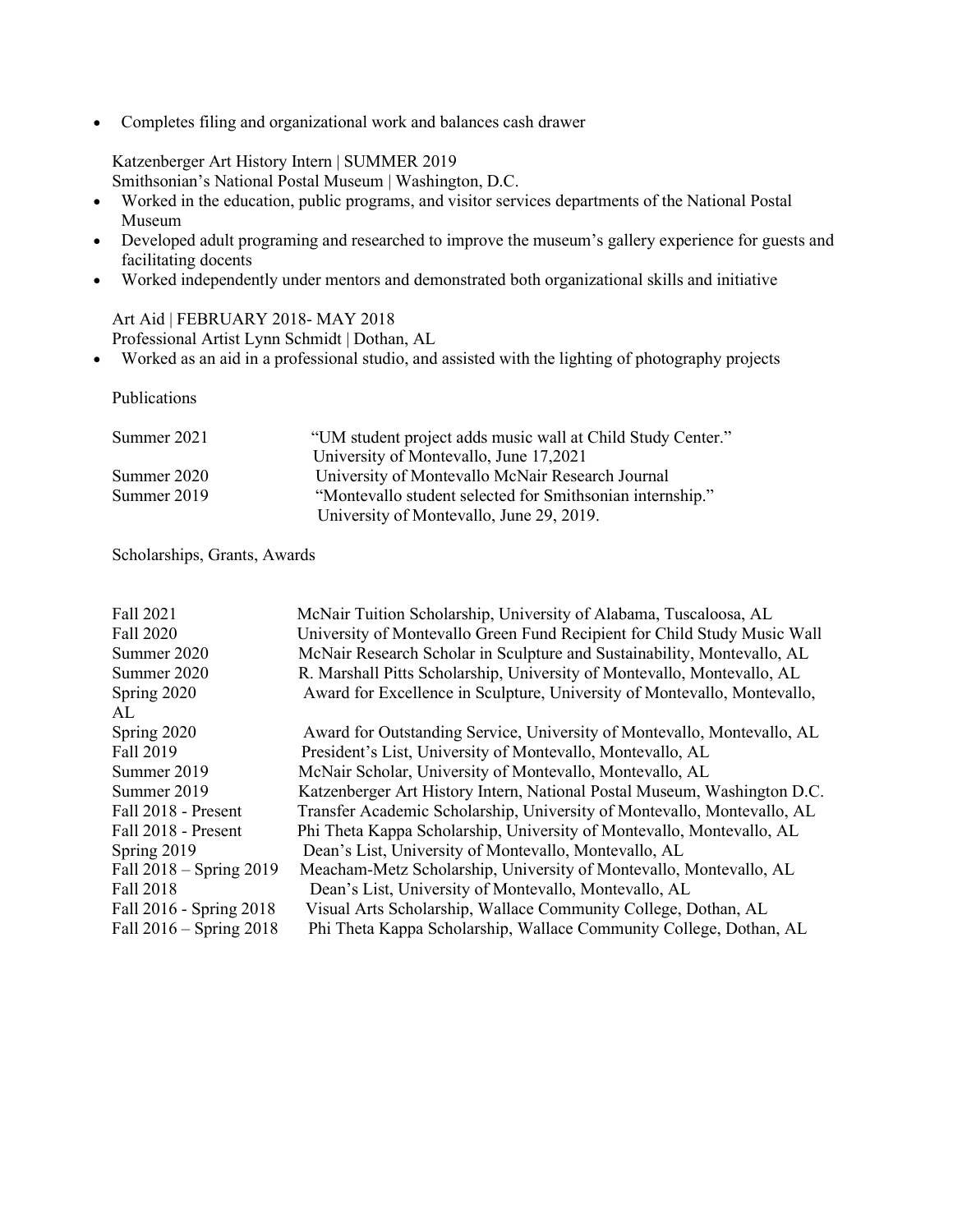- Completes filing and organizational work and balances cash drawer

Katzenberger Art History Intern | SUMMER 2019
Smithsonian's National Postal Museum | Washington, D.C.

- Worked in the education, public programs, and visitor services departments of the National Postal Museum
- Developed adult programing and researched to improve the museum's gallery experience for guests and facilitating docents
- Worked independently under mentors and demonstrated both organizational skills and initiative

Art Aid | FEBRUARY 2018- MAY 2018
Professional Artist Lynn Schmidt | Dothan, AL

- Worked as an aid in a professional studio, and assisted with the lighting of photography projects

## Publications

| | |
|---|---|
| Summer 2021 | "UM student project adds music wall at Child Study Center." University of Montevallo, June 17,2021 |
| Summer 2020 | University of Montevallo McNair Research Journal |
| Summer 2019 | "Montevallo student selected for Smithsonian internship." University of Montevallo, June 29, 2019. |

## Scholarships, Grants, Awards

| | |
|---|---|
| Fall 2021 | McNair Tuition Scholarship, University of Alabama, Tuscaloosa, AL |
| Fall 2020 | University of Montevallo Green Fund Recipient for Child Study Music Wall |
| Summer 2020 | McNair Research Scholar in Sculpture and Sustainability, Montevallo, AL |
| Summer 2020 | R. Marshall Pitts Scholarship, University of Montevallo, Montevallo, AL |
| Spring 2020 | Award for Excellence in Sculpture, University of Montevallo, Montevallo, AL |
| Spring 2020 | Award for Outstanding Service, University of Montevallo, Montevallo, AL |
| Fall 2019 | President's List, University of Montevallo, Montevallo, AL |
| Summer 2019 | McNair Scholar, University of Montevallo, Montevallo, AL |
| Summer 2019 | Katzenberger Art History Intern, National Postal Museum, Washington D.C. |
| Fall 2018 - Present | Transfer Academic Scholarship, University of Montevallo, Montevallo, AL |
| Fall 2018 - Present | Phi Theta Kappa Scholarship, University of Montevallo, Montevallo, AL |
| Spring 2019 | Dean's List, University of Montevallo, Montevallo, AL |
| Fall 2018 – Spring 2019 | Meacham-Metz Scholarship, University of Montevallo, Montevallo, AL |
| Fall 2018 | Dean's List, University of Montevallo, Montevallo, AL |
| Fall 2016 - Spring 2018 | Visual Arts Scholarship, Wallace Community College, Dothan, AL |
| Fall 2016 – Spring 2018 | Phi Theta Kappa Scholarship, Wallace Community College, Dothan, AL |